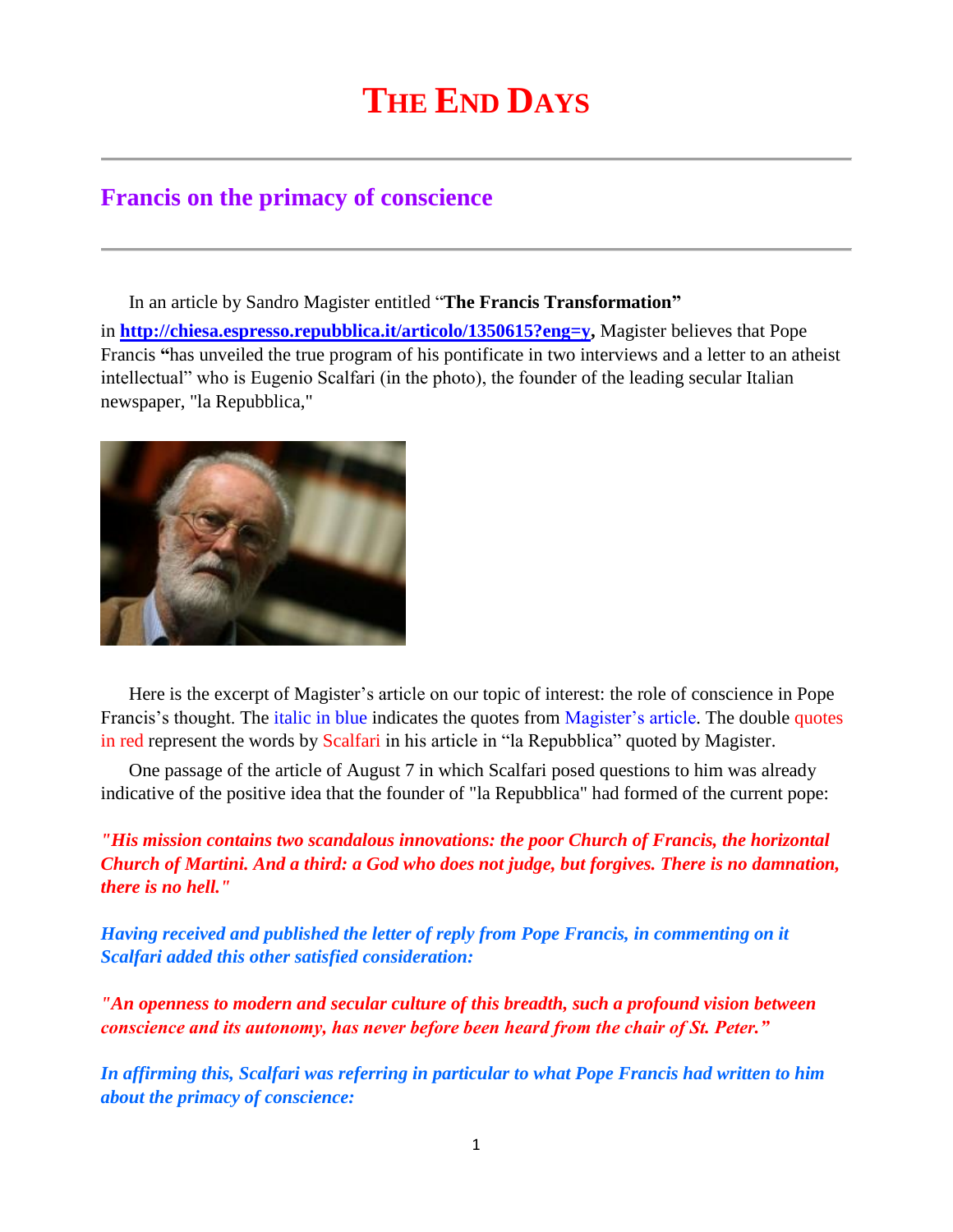# THE END DAYS

## Francis on the primacy of conscience

In an article by Sandro Magister entitled "**The Francis Transformation"** in **[http://chiesa.espresso.repubblica.it/articolo/1350615?eng=y](http://chiesa.espresso.repubblica.it/articolo/1350615?eng=y),** Magister believes that Pope Francis **"**has unveiled the true program of his pontificate in two interviews and a letter to an atheist intellectual" who is Eugenio Scalfari (in the photo), the founder of the leading secular Italian newspaper, "la Repubblica,"

Here is the excerpt of Magister's article on our topic of interest: the role of conscience in Pope Francis's thought. The italic in blue indicates the quotes from Magister's article. The double quotes in red represent the words by Scalfari in his article in "la Repubblica" quoted by Magister.

One passage of the article of August 7 in which Scalfari posed questions to him was already indicative of the positive idea that the founder of "la Repubblica" had formed of the current pope:

***"His mission contains two scandalous innovations: the poor Church of Francis, the horizontal Church of Martini. And a third: a God who does not judge, but forgives. There is no damnation, there is no hell."***

***Having received and published the letter of reply from Pope Francis, in commenting on it Scalfari added this other satisfied consideration:***

***"An openness to modern and secular culture of this breadth, such a profound vision between conscience and its autonomy, has never before been heard from the chair of St. Peter."***

***In affirming this, Scalfari was referring in particular to what Pope Francis had written to him about the primacy of conscience:***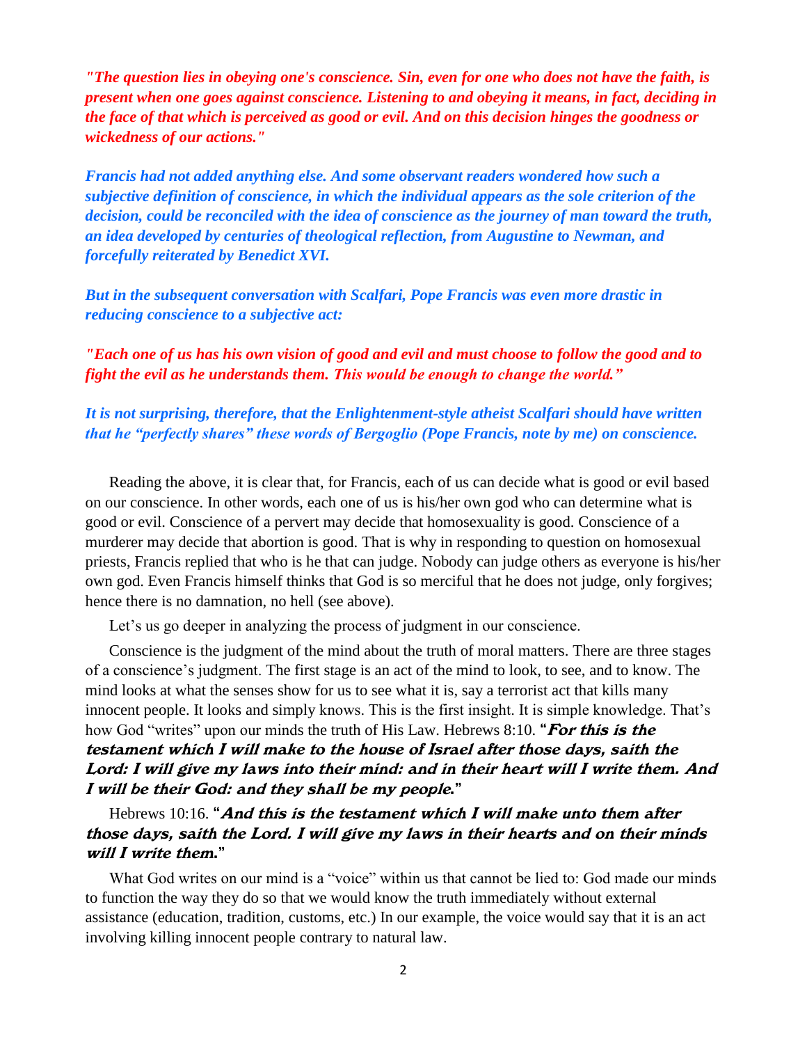***"The question lies in obeying one's conscience. Sin, even for one who does not have the faith, is present when one goes against conscience. Listening to and obeying it means, in fact, deciding in the face of that which is perceived as good or evil. And on this decision hinges the goodness or wickedness of our actions."***

***Francis had not added anything else. And some observant readers wondered how such a subjective definition of conscience, in which the individual appears as the sole criterion of the decision, could be reconciled with the idea of conscience as the journey of man toward the truth, an idea developed by centuries of theological reflection, from Augustine to Newman, and forcefully reiterated by Benedict XVI.***

***But in the subsequent conversation with Scalfari, Pope Francis was even more drastic in reducing conscience to a subjective act:***

***"Each one of us has his own vision of good and evil and must choose to follow the good and to fight the evil as he understands them. This would be enough to change the world."***

***It is not surprising, therefore, that the Enlightenment-style atheist Scalfari should have written that he "perfectly shares" these words of Bergoglio (Pope Francis, note by me) on conscience.***

Reading the above, it is clear that, for Francis, each of us can decide what is good or evil based on our conscience. In other words, each one of us is his/her own god who can determine what is good or evil. Conscience of a pervert may decide that homosexuality is good. Conscience of a murderer may decide that abortion is good. That is why in responding to question on homosexual priests, Francis replied that who is he that can judge. Nobody can judge others as everyone is his/her own god. Even Francis himself thinks that God is so merciful that he does not judge, only forgives; hence there is no damnation, no hell (see above).

Let's us go deeper in analyzing the process of judgment in our conscience.

Conscience is the judgment of the mind about the truth of moral matters. There are three stages of a conscience's judgment. The first stage is an act of the mind to look, to see, and to know. The mind looks at what the senses show for us to see what it is, say a terrorist act that kills many innocent people. It looks and simply knows. This is the first insight. It is simple knowledge. That's how God "writes" upon our minds the truth of His Law. Hebrews 8:10. "***For this is the testament which I will make to the house of Israel after those days, saith the Lord: I will give my laws into their mind: and in their heart will I write them. And I will be their God: and they shall be my people.***"

Hebrews 10:16. "***And this is the testament which I will make unto them after those days, saith the Lord. I will give my laws in their hearts and on their minds will I write them.***"

What God writes on our mind is a "voice" within us that cannot be lied to: God made our minds to function the way they do so that we would know the truth immediately without external assistance (education, tradition, customs, etc.) In our example, the voice would say that it is an act involving killing innocent people contrary to natural law.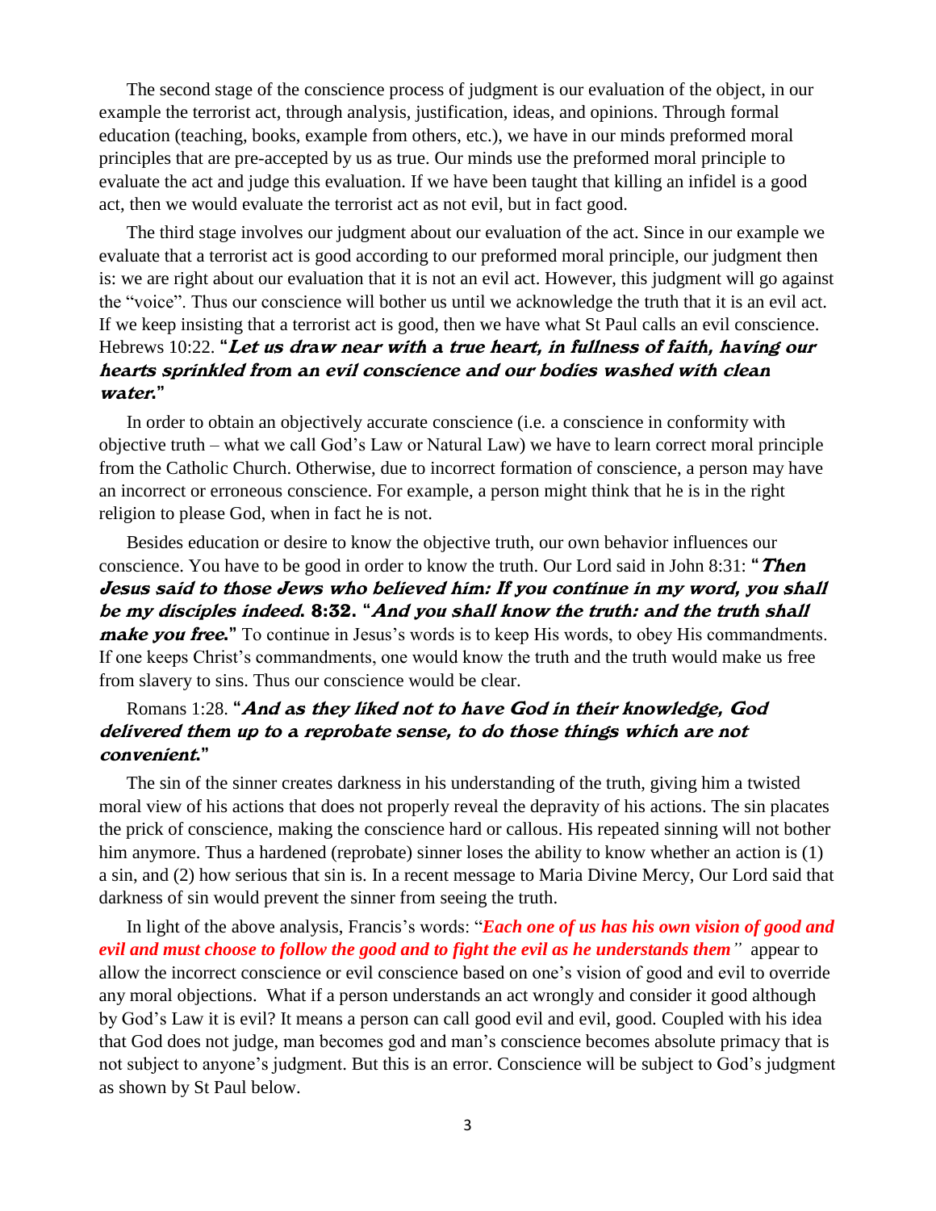The second stage of the conscience process of judgment is our evaluation of the object, in our example the terrorist act, through analysis, justification, ideas, and opinions. Through formal education (teaching, books, example from others, etc.), we have in our minds preformed moral principles that are pre-accepted by us as true. Our minds use the preformed moral principle to evaluate the act and judge this evaluation. If we have been taught that killing an infidel is a good act, then we would evaluate the terrorist act as not evil, but in fact good.

The third stage involves our judgment about our evaluation of the act. Since in our example we evaluate that a terrorist act is good according to our preformed moral principle, our judgment then is: we are right about our evaluation that it is not an evil act. However, this judgment will go against the "voice". Thus our conscience will bother us until we acknowledge the truth that it is an evil act. If we keep insisting that a terrorist act is good, then we have what St Paul calls an evil conscience. Hebrews 10:22. **"*Let us draw near with a true heart, in fullness of faith, having our hearts sprinkled from an evil conscience and our bodies washed with clean water.*"**

In order to obtain an objectively accurate conscience (i.e. a conscience in conformity with objective truth – what we call God's Law or Natural Law) we have to learn correct moral principle from the Catholic Church. Otherwise, due to incorrect formation of conscience, a person may have an incorrect or erroneous conscience. For example, a person might think that he is in the right religion to please God, when in fact he is not.

Besides education or desire to know the objective truth, our own behavior influences our conscience. You have to be good in order to know the truth. Our Lord said in John 8:31: **"*Then Jesus said to those Jews who believed him: If you continue in my word, you shall be my disciples indeed.* 8:32. "*And you shall know the truth: and the truth shall make you free.*"** To continue in Jesus's words is to keep His words, to obey His commandments. If one keeps Christ's commandments, one would know the truth and the truth would make us free from slavery to sins. Thus our conscience would be clear.

Romans 1:28. **"*And as they liked not to have God in their knowledge, God delivered them up to a reprobate sense, to do those things which are not convenient.*"**

The sin of the sinner creates darkness in his understanding of the truth, giving him a twisted moral view of his actions that does not properly reveal the depravity of his actions. The sin placates the prick of conscience, making the conscience hard or callous. His repeated sinning will not bother him anymore. Thus a hardened (reprobate) sinner loses the ability to know whether an action is (1) a sin, and (2) how serious that sin is. In a recent message to Maria Divine Mercy, Our Lord said that darkness of sin would prevent the sinner from seeing the truth.

In light of the above analysis, Francis's words: "***Each one of us has his own vision of good and evil and must choose to follow the good and to fight the evil as he understands them***" appear to allow the incorrect conscience or evil conscience based on one's vision of good and evil to override any moral objections. What if a person understands an act wrongly and consider it good although by God's Law it is evil? It means a person can call good evil and evil, good. Coupled with his idea that God does not judge, man becomes god and man's conscience becomes absolute primacy that is not subject to anyone's judgment. But this is an error. Conscience will be subject to God's judgment as shown by St Paul below.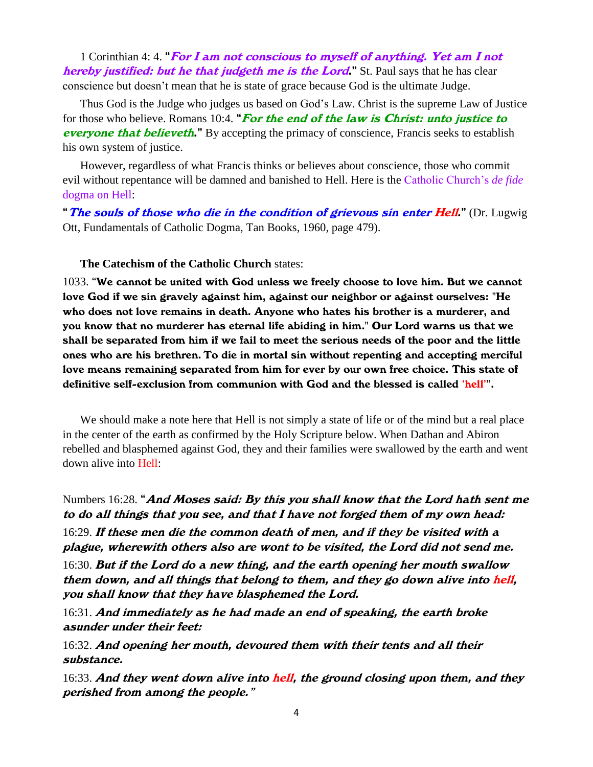1 Corinthian 4: 4. "***For I am not conscious to myself of anything. Yet am I not hereby justified: but he that judgeth me is the Lord.***" St. Paul says that he has clear conscience but doesn't mean that he is state of grace because God is the ultimate Judge.

Thus God is the Judge who judges us based on God's Law. Christ is the supreme Law of Justice for those who believe. Romans 10:4. "***For the end of the law is Christ: unto justice to everyone that believeth.***" By accepting the primacy of conscience, Francis seeks to establish his own system of justice.

However, regardless of what Francis thinks or believes about conscience, those who commit evil without repentance will be damned and banished to Hell. Here is the Catholic Church's *de fide* dogma on Hell:

"***The souls of those who die in the condition of grievous sin enter Hell.***" (Dr. Lugwig Ott, Fundamentals of Catholic Dogma, Tan Books, 1960, page 479).

**The Catechism of the Catholic Church** states:

1033. "**We cannot be united with God unless we freely choose to love him. But we cannot love God if we sin gravely against him, against our neighbor or against ourselves: "He who does not love remains in death. Anyone who hates his brother is a murderer, and you know that no murderer has eternal life abiding in him." Our Lord warns us that we shall be separated from him if we fail to meet the serious needs of the poor and the little ones who are his brethren. To die in mortal sin without repenting and accepting merciful love means remaining separated from him for ever by our own free choice. This state of definitive self-exclusion from communion with God and the blessed is called 'hell'".**

We should make a note here that Hell is not simply a state of life or of the mind but a real place in the center of the earth as confirmed by the Holy Scripture below. When Dathan and Abiron rebelled and blasphemed against God, they and their families were swallowed by the earth and went down alive into Hell:

Numbers 16:28. "***And Moses said: By this you shall know that the Lord hath sent me to do all things that you see, and that I have not forged them of my own head:***

16:29. ***If these men die the common death of men, and if they be visited with a plague, wherewith others also are wont to be visited, the Lord did not send me.***

16:30. ***But if the Lord do a new thing, and the earth opening her mouth swallow them down, and all things that belong to them, and they go down alive into hell, you shall know that they have blasphemed the Lord.***

16:31. ***And immediately as he had made an end of speaking, the earth broke asunder under their feet:***

16:32. ***And opening her mouth, devoured them with their tents and all their substance.***

16:33. ***And they went down alive into hell, the ground closing upon them, and they perished from among the people."***